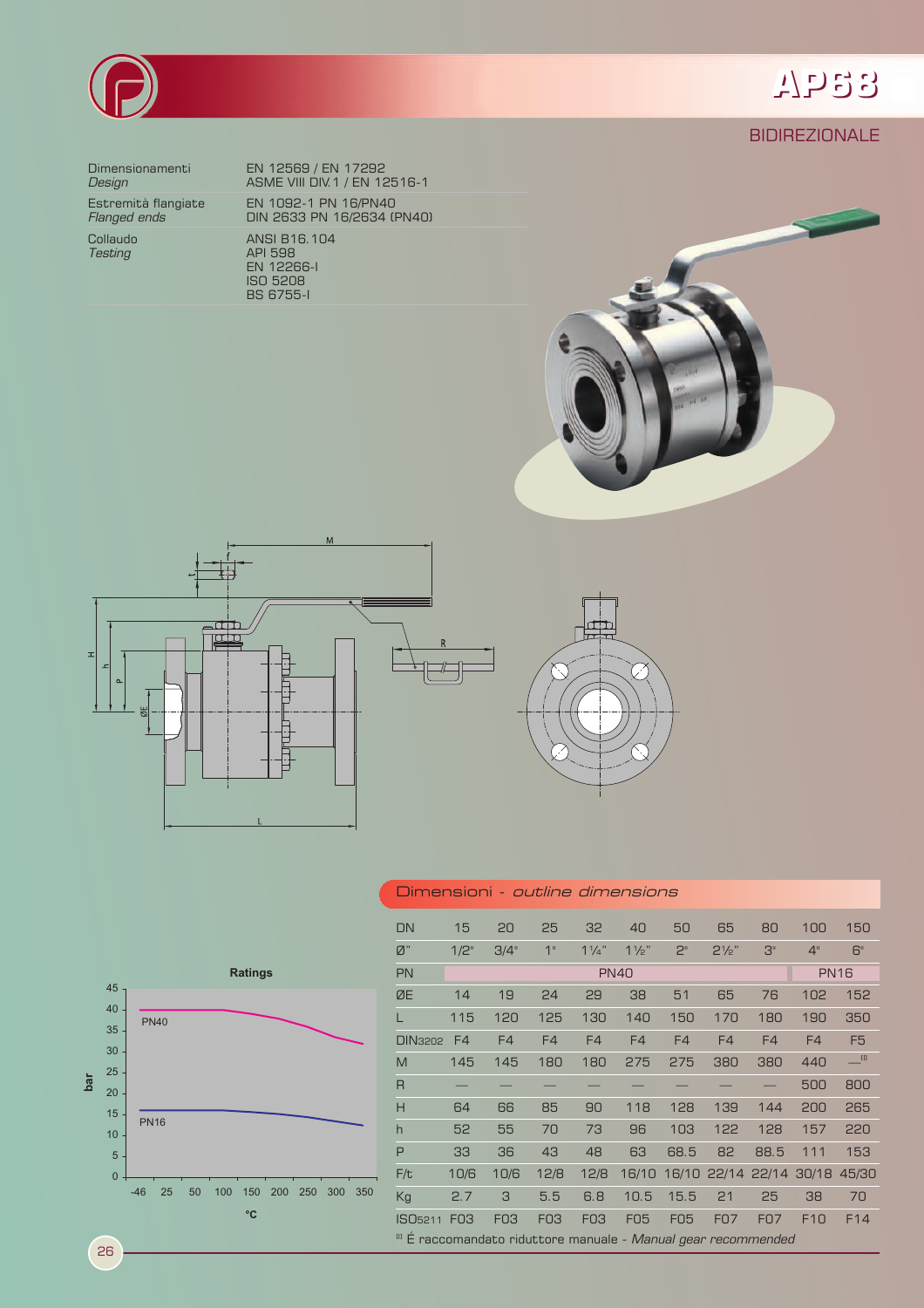# AP68

## BIDIREZIONALE

| | |
|---|---|
| Dimensionamenti *Design* | EN 12569 / EN 17292<br>ASME VIII DIV.1 / EN 12516-1 |
| Estremità flangiate *Flanged ends* | EN 1092-1 PN 16/PN40<br>DIN 2633 PN 16/2634 (PN40) |
| Collaudo *Testing* | ANSI B16.104<br>API 598<br>EN 12266-I<br>ISO 5208<br>BS 6755-I |

## Dimensioni - *outline dimensions*

| DN | 15 | 20 | 25 | 32 | 40 | 50 | 65 | 80 | 100 | 150 |
|---|---|---|---|---|---|---|---|---|---|---|
| Ø" | 1/2" | 3/4" | 1" | 1¼" | 1½" | 2" | 2½" | 3" | 4" | 6" |
| PN | PN40 | | | | | | | | PN16 | |
| ØE | 14 | 19 | 24 | 29 | 38 | 51 | 65 | 76 | 102 | 152 |
| L | 115 | 120 | 125 | 130 | 140 | 150 | 170 | 180 | 190 | 350 |
| DIN3202 | F4 | F4 | F4 | F4 | F4 | F4 | F4 | F4 | F4 | F5 |
| M | 145 | 145 | 180 | 180 | 275 | 275 | 380 | 380 | 440 | —[1] |
| R | — | — | — | — | — | — | — | — | 500 | 800 |
| H | 64 | 66 | 85 | 90 | 118 | 128 | 139 | 144 | 200 | 265 |
| h | 52 | 55 | 70 | 73 | 96 | 103 | 122 | 128 | 157 | 220 |
| P | 33 | 36 | 43 | 48 | 63 | 68.5 | 82 | 88.5 | 111 | 153 |
| F/t | 10/6 | 10/6 | 12/8 | 12/8 | 16/10 | 16/10 | 22/14 | 22/14 | 30/18 | 45/30 |
| Kg | 2.7 | 3 | 5.5 | 6.8 | 10.5 | 15.5 | 21 | 25 | 38 | 70 |
| ISO5211 | F03 | F03 | F03 | F03 | F05 | F05 | F07 | F07 | F10 | F14 |

[1] É raccomandato riduttore manuale - *Manual gear recommended*

**Ratings**

(bar vs °C: PN40, PN16; temperature axis -46 to 350)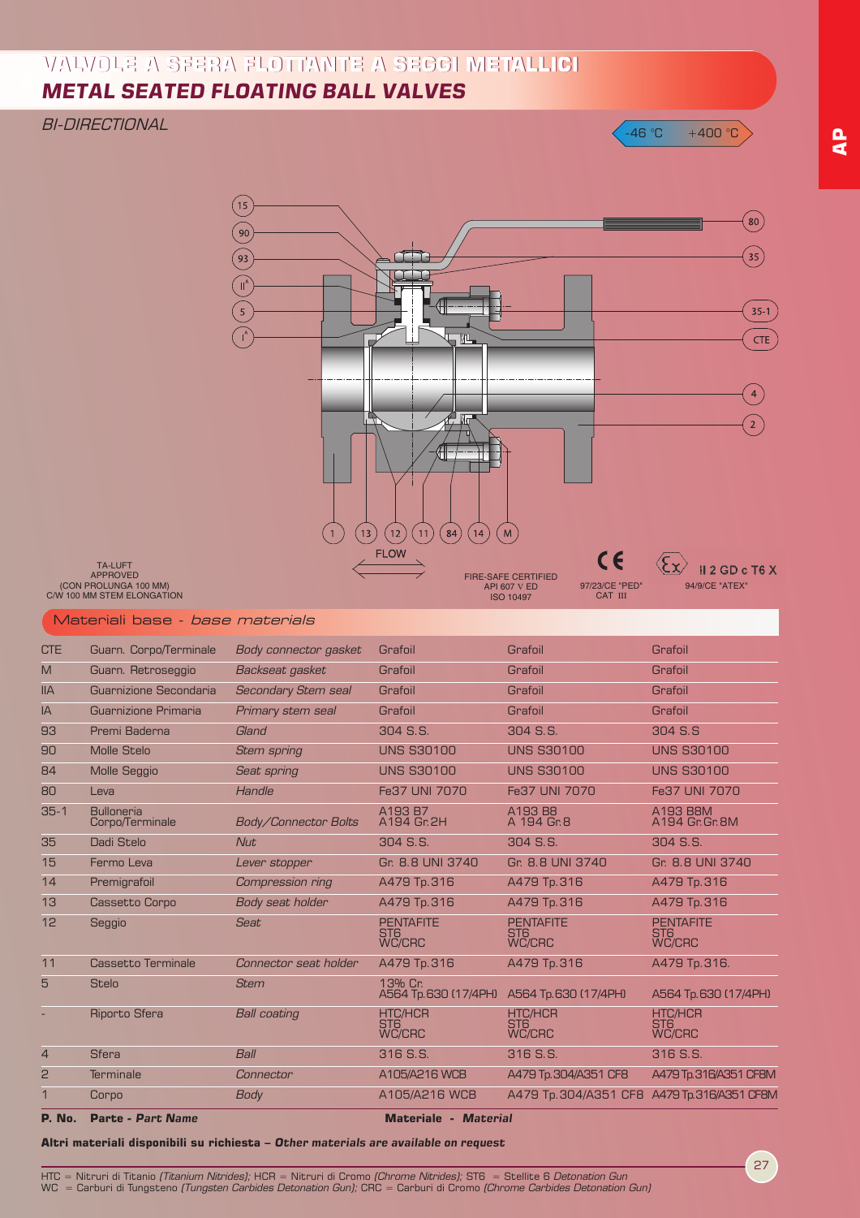# VALVOLE A SFERA FLOTTANTE A SEGGI METALLICI

## *METAL SEATED FLOATING BALL VALVES*

*BI-DIRECTIONAL*

-46 °C +400 °C

AP

15
90
93
IIA
5
IA
80
35
35-1
CTE
4
2
1
13
12
11
84
14
M

FLOW

TA-LUFT APPROVED
(CON PROLUNGA 100 MM)
C/W 100 MM STEM ELONGATION

FIRE-SAFE CERTIFIED
API 607 V ED
ISO 10497

CE
97/23/CE "PED"
CAT III

Ex II 2 GD c T6 X
94/9/CE "ATEX"

### Materiali base - *base materials*

| P. No. | Parte - *Part Name* | | Materiale - *Material* | | |
|---|---|---|---|---|---|
| CTE | Guarn. Corpo/Terminale | *Body connector gasket* | Grafoil | Grafoil | Grafoil |
| M | Guarn. Retroseggio | *Backseat gasket* | Grafoil | Grafoil | Grafoil |
| IIA | Guarnizione Secondaria | *Secondary Stem seal* | Grafoil | Grafoil | Grafoil |
| IA | Guarnizione Primaria | *Primary stem seal* | Grafoil | Grafoil | Grafoil |
| 93 | Premi Baderna | *Gland* | 304 S.S. | 304 S.S. | 304 S.S |
| 90 | Molle Stelo | *Stem spring* | UNS S30100 | UNS S30100 | UNS S30100 |
| 84 | Molle Seggio | *Seat spring* | UNS S30100 | UNS S30100 | UNS S30100 |
| 80 | Leva | *Handle* | Fe37 UNI 7070 | Fe37 UNI 7070 | Fe37 UNI 7070 |
| 35-1 | Bulloneria Corpo/Terminale | *Body/Connector Bolts* | A193 B7<br>A194 Gr.2H | A193 B8<br>A 194 Gr.8 | A193 B8M<br>A194 Gr.Gr.8M |
| 35 | Dadi Stelo | *Nut* | 304 S.S. | 304 S.S. | 304 S.S. |
| 15 | Fermo Leva | *Lever stopper* | Gr. 8.8 UNI 3740 | Gr. 8.8 UNI 3740 | Gr. 8.8 UNI 3740 |
| 14 | Premigrafoil | *Compression ring* | A479 Tp.316 | A479 Tp.316 | A479 Tp.316 |
| 13 | Cassetto Corpo | *Body seat holder* | A479 Tp.316 | A479 Tp.316 | A479 Tp.316 |
| 12 | Seggio | *Seat* | PENTAFITE<br>ST6<br>WC/CRC | PENTAFITE<br>ST6<br>WC/CRC | PENTAFITE<br>ST6<br>WC/CRC |
| 11 | Cassetto Terminale | *Connector seat holder* | A479 Tp.316 | A479 Tp.316 | A479 Tp.316. |
| 5 | Stelo | *Stem* | 13% Cr.<br>A564 Tp.630 (17/4PH) | A564 Tp.630 (17/4PH) | A564 Tp.630 (17/4PH) |
| - | Riporto Sfera | *Ball coating* | HTC/HCR<br>ST6<br>WC/CRC | HTC/HCR<br>ST6<br>WC/CRC | HTC/HCR<br>ST6<br>WC/CRC |
| 4 | Sfera | *Ball* | 316 S.S. | 316 S.S. | 316 S.S. |
| 2 | Terminale | *Connector* | A105/A216 WCB | A479 Tp.304/A351 CF8 | A479 Tp.316/A351 CF8M |
| 1 | Corpo | *Body* | A105/A216 WCB | A479 Tp.304/A351 CF8 | A479 Tp.316/A351 CF8M |

**Altri materiali disponibili su richiesta – *Other materials are available on request***

HTC = Nitruri di Titanio *(Titanium Nitrides)*; HCR = Nitruri di Cromo *(Chrome Nitrides)*; ST6 = Stellite 6 *Detonation Gun*
WC = Carburi di Tungsteno *(Tungsten Carbides Detonation Gun)*; CRC = Carburi di Cromo *(Chrome Carbides Detonation Gun)*